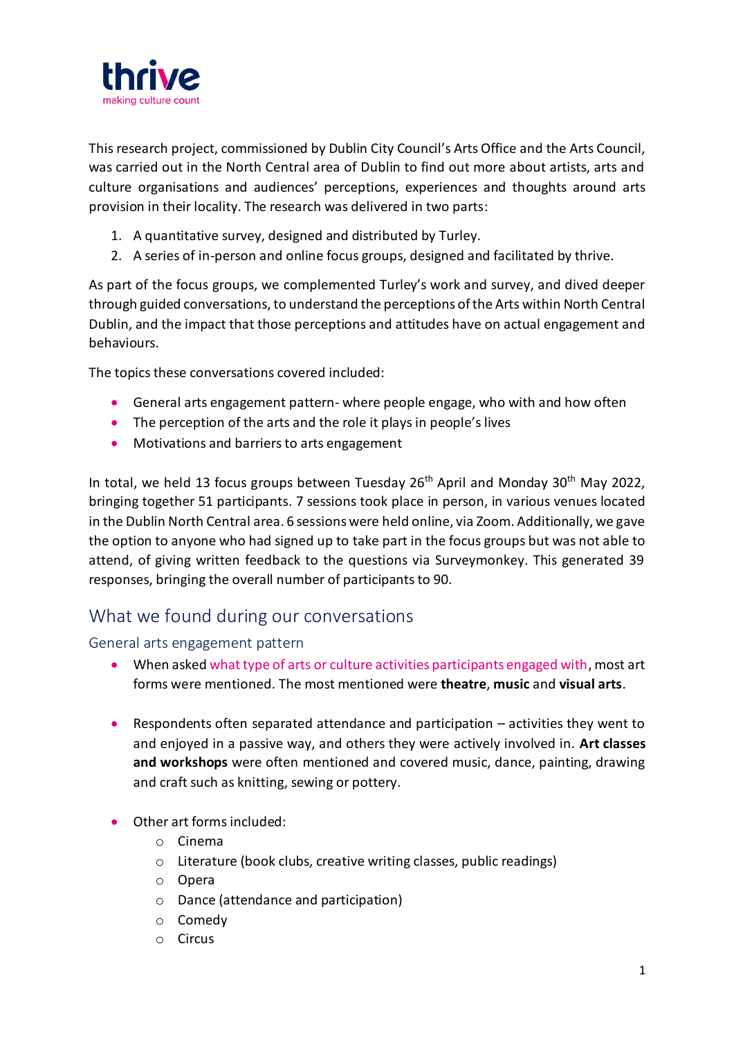thrive

making culture count

This research project, commissioned by Dublin City Council's Arts Office and the Arts Council, was carried out in the North Central area of Dublin to find out more about artists, arts and culture organisations and audiences' perceptions, experiences and thoughts around arts provision in their locality. The research was delivered in two parts:

1. A quantitative survey, designed and distributed by Turley.
2. A series of in-person and online focus groups, designed and facilitated by thrive.

As part of the focus groups, we complemented Turley's work and survey, and dived deeper through guided conversations, to understand the perceptions of the Arts within North Central Dublin, and the impact that those perceptions and attitudes have on actual engagement and behaviours.

The topics these conversations covered included:

- General arts engagement pattern- where people engage, who with and how often
- The perception of the arts and the role it plays in people's lives
- Motivations and barriers to arts engagement

In total, we held 13 focus groups between Tuesday 26th April and Monday 30th May 2022, bringing together 51 participants. 7 sessions took place in person, in various venues located in the Dublin North Central area. 6 sessions were held online, via Zoom. Additionally, we gave the option to anyone who had signed up to take part in the focus groups but was not able to attend, of giving written feedback to the questions via Surveymonkey. This generated 39 responses, bringing the overall number of participants to 90.

## What we found during our conversations

### General arts engagement pattern

- When asked what type of arts or culture activities participants engaged with, most art forms were mentioned. The most mentioned were **theatre**, **music** and **visual arts**.

- Respondents often separated attendance and participation – activities they went to and enjoyed in a passive way, and others they were actively involved in. **Art classes and workshops** were often mentioned and covered music, dance, painting, drawing and craft such as knitting, sewing or pottery.

- Other art forms included:
  - Cinema
  - Literature (book clubs, creative writing classes, public readings)
  - Opera
  - Dance (attendance and participation)
  - Comedy
  - Circus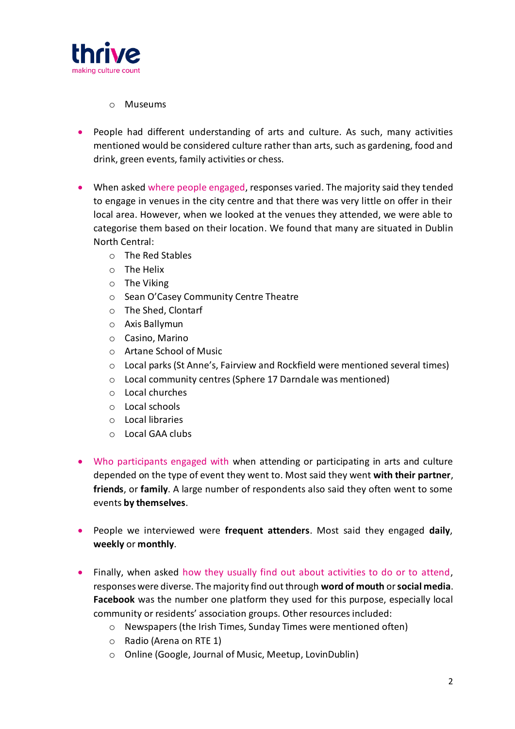- Museums

- People had different understanding of arts and culture. As such, many activities mentioned would be considered culture rather than arts, such as gardening, food and drink, green events, family activities or chess.

- When asked where people engaged, responses varied. The majority said they tended to engage in venues in the city centre and that there was very little on offer in their local area. However, when we looked at the venues they attended, we were able to categorise them based on their location. We found that many are situated in Dublin North Central:
    - The Red Stables
    - The Helix
    - The Viking
    - Sean O'Casey Community Centre Theatre
    - The Shed, Clontarf
    - Axis Ballymun
    - Casino, Marino
    - Artane School of Music
    - Local parks (St Anne's, Fairview and Rockfield were mentioned several times)
    - Local community centres (Sphere 17 Darndale was mentioned)
    - Local churches
    - Local schools
    - Local libraries
    - Local GAA clubs

- Who participants engaged with when attending or participating in arts and culture depended on the type of event they went to. Most said they went **with their partner**, **friends**, or **family**. A large number of respondents also said they often went to some events **by themselves**.

- People we interviewed were **frequent attenders**. Most said they engaged **daily**, **weekly** or **monthly**.

- Finally, when asked how they usually find out about activities to do or to attend, responses were diverse. The majority find out through **word of mouth** or **social media**. **Facebook** was the number one platform they used for this purpose, especially local community or residents' association groups. Other resources included:
    - Newspapers (the Irish Times, Sunday Times were mentioned often)
    - Radio (Arena on RTE 1)
    - Online (Google, Journal of Music, Meetup, LovinDublin)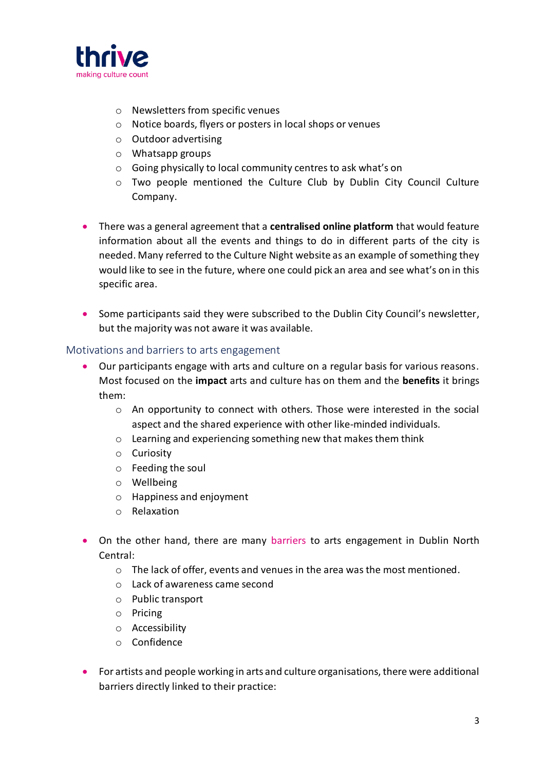- Newsletters from specific venues
- Notice boards, flyers or posters in local shops or venues
- Outdoor advertising
- Whatsapp groups
- Going physically to local community centres to ask what's on
- Two people mentioned the Culture Club by Dublin City Council Culture Company.

- There was a general agreement that a **centralised online platform** that would feature information about all the events and things to do in different parts of the city is needed. Many referred to the Culture Night website as an example of something they would like to see in the future, where one could pick an area and see what's on in this specific area.

- Some participants said they were subscribed to the Dublin City Council's newsletter, but the majority was not aware it was available.

## Motivations and barriers to arts engagement

- Our participants engage with arts and culture on a regular basis for various reasons. Most focused on the **impact** arts and culture has on them and the **benefits** it brings them:
  - An opportunity to connect with others. Those were interested in the social aspect and the shared experience with other like-minded individuals.
  - Learning and experiencing something new that makes them think
  - Curiosity
  - Feeding the soul
  - Wellbeing
  - Happiness and enjoyment
  - Relaxation

- On the other hand, there are many barriers to arts engagement in Dublin North Central:
  - The lack of offer, events and venues in the area was the most mentioned.
  - Lack of awareness came second
  - Public transport
  - Pricing
  - Accessibility
  - Confidence

- For artists and people working in arts and culture organisations, there were additional barriers directly linked to their practice: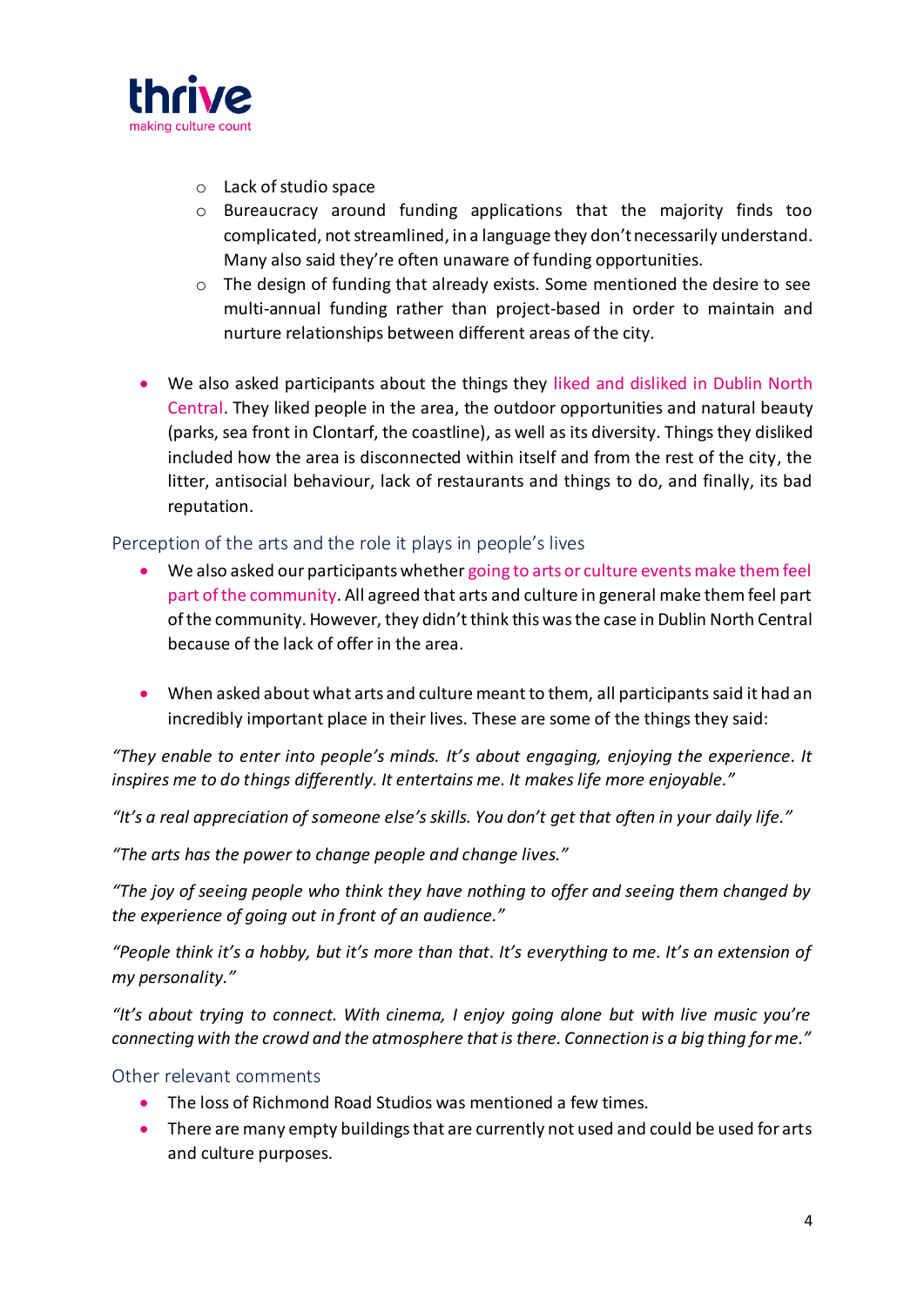- Lack of studio space
- Bureaucracy around funding applications that the majority finds too complicated, not streamlined, in a language they don't necessarily understand. Many also said they're often unaware of funding opportunities.
- The design of funding that already exists. Some mentioned the desire to see multi-annual funding rather than project-based in order to maintain and nurture relationships between different areas of the city.

- We also asked participants about the things they liked and disliked in Dublin North Central. They liked people in the area, the outdoor opportunities and natural beauty (parks, sea front in Clontarf, the coastline), as well as its diversity. Things they disliked included how the area is disconnected within itself and from the rest of the city, the litter, antisocial behaviour, lack of restaurants and things to do, and finally, its bad reputation.

## Perception of the arts and the role it plays in people's lives

- We also asked our participants whether going to arts or culture events make them feel part of the community. All agreed that arts and culture in general make them feel part of the community. However, they didn't think this was the case in Dublin North Central because of the lack of offer in the area.

- When asked about what arts and culture meant to them, all participants said it had an incredibly important place in their lives. These are some of the things they said:

*"They enable to enter into people's minds. It's about engaging, enjoying the experience. It inspires me to do things differently. It entertains me. It makes life more enjoyable."*

*"It's a real appreciation of someone else's skills. You don't get that often in your daily life."*

*"The arts has the power to change people and change lives."*

*"The joy of seeing people who think they have nothing to offer and seeing them changed by the experience of going out in front of an audience."*

*"People think it's a hobby, but it's more than that. It's everything to me. It's an extension of my personality."*

*"It's about trying to connect. With cinema, I enjoy going alone but with live music you're connecting with the crowd and the atmosphere that is there. Connection is a big thing for me."*

## Other relevant comments

- The loss of Richmond Road Studios was mentioned a few times.
- There are many empty buildings that are currently not used and could be used for arts and culture purposes.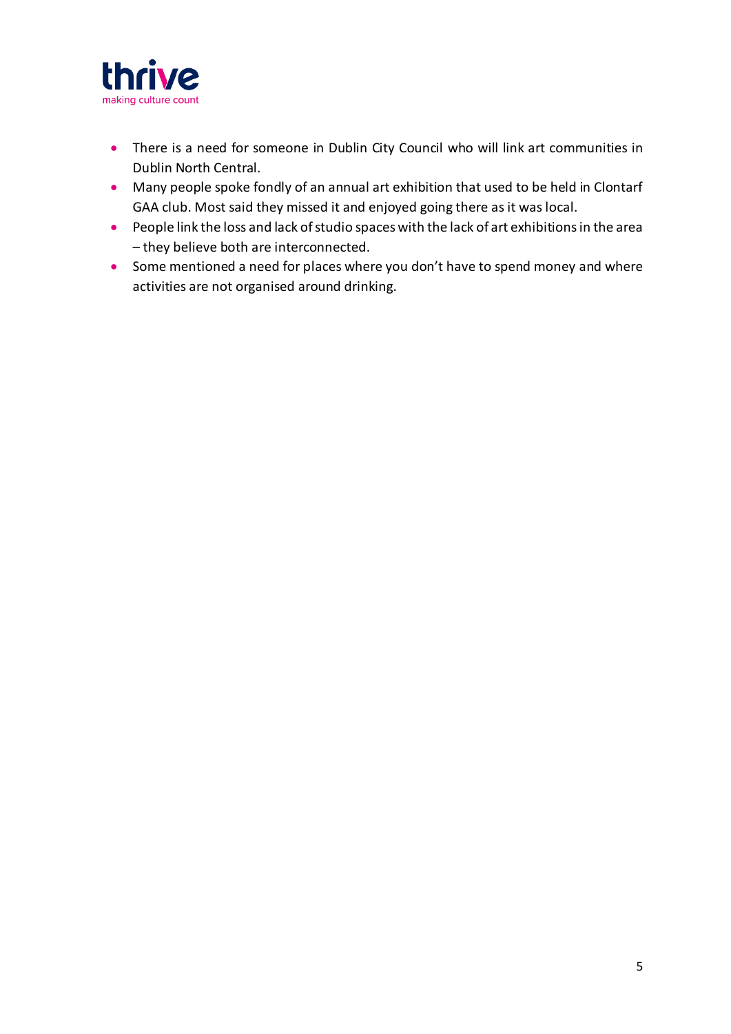- There is a need for someone in Dublin City Council who will link art communities in Dublin North Central.
- Many people spoke fondly of an annual art exhibition that used to be held in Clontarf GAA club. Most said they missed it and enjoyed going there as it was local.
- People link the loss and lack of studio spaces with the lack of art exhibitions in the area – they believe both are interconnected.
- Some mentioned a need for places where you don't have to spend money and where activities are not organised around drinking.